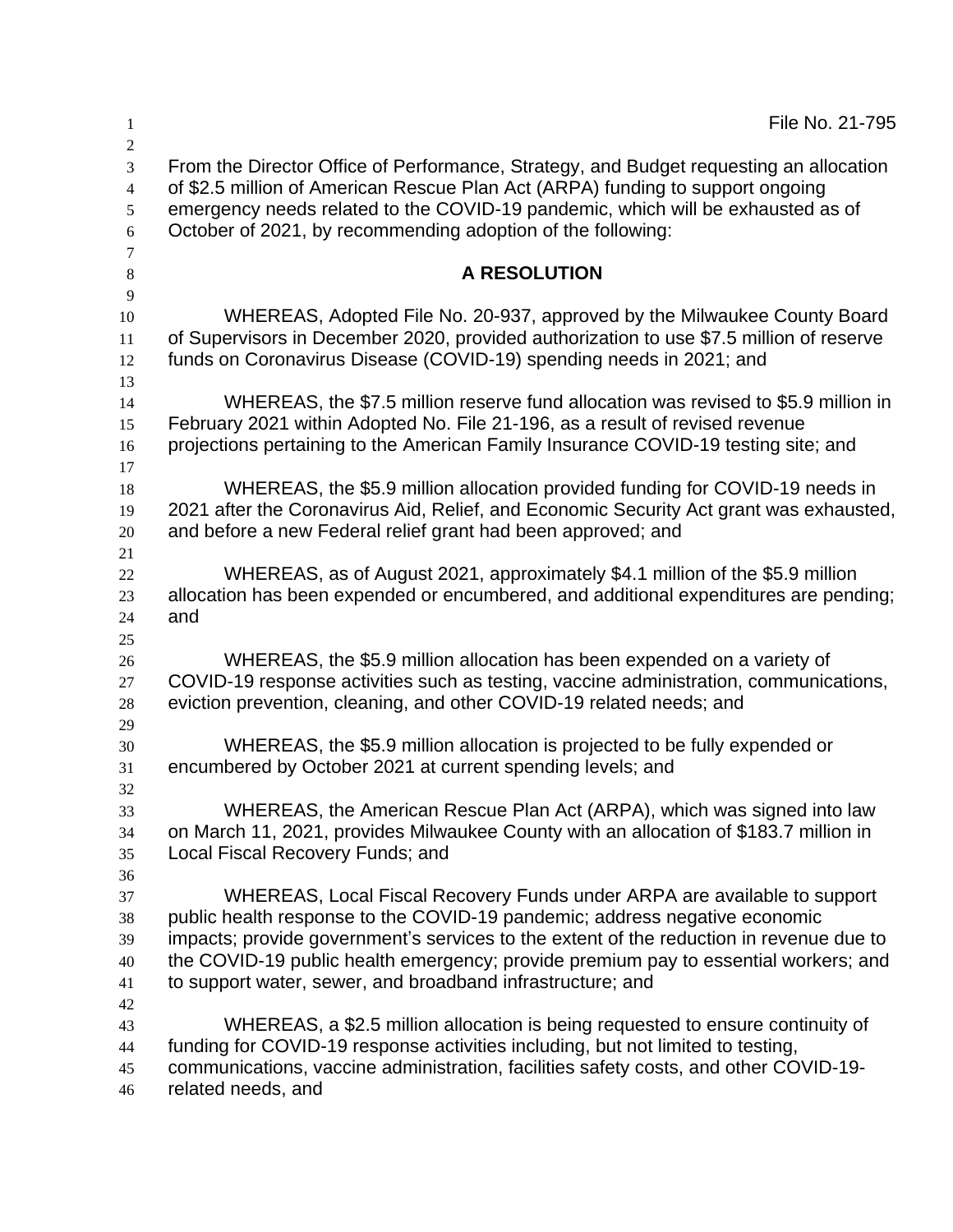File No. 21-795

From the Director Office of Performance, Strategy, and Budget requesting an allocation of $2.5 million of American Rescue Plan Act (ARPA) funding to support ongoing emergency needs related to the COVID-19 pandemic, which will be exhausted as of October of 2021, by recommending adoption of the following:

## A RESOLUTION

WHEREAS, Adopted File No. 20-937, approved by the Milwaukee County Board of Supervisors in December 2020, provided authorization to use $7.5 million of reserve funds on Coronavirus Disease (COVID-19) spending needs in 2021; and

WHEREAS, the $7.5 million reserve fund allocation was revised to $5.9 million in February 2021 within Adopted No. File 21-196, as a result of revised revenue projections pertaining to the American Family Insurance COVID-19 testing site; and

WHEREAS, the $5.9 million allocation provided funding for COVID-19 needs in 2021 after the Coronavirus Aid, Relief, and Economic Security Act grant was exhausted, and before a new Federal relief grant had been approved; and

WHEREAS, as of August 2021, approximately $4.1 million of the $5.9 million allocation has been expended or encumbered, and additional expenditures are pending; and

WHEREAS, the $5.9 million allocation has been expended on a variety of COVID-19 response activities such as testing, vaccine administration, communications, eviction prevention, cleaning, and other COVID-19 related needs; and

WHEREAS, the $5.9 million allocation is projected to be fully expended or encumbered by October 2021 at current spending levels; and

WHEREAS, the American Rescue Plan Act (ARPA), which was signed into law on March 11, 2021, provides Milwaukee County with an allocation of $183.7 million in Local Fiscal Recovery Funds; and

WHEREAS, Local Fiscal Recovery Funds under ARPA are available to support public health response to the COVID-19 pandemic; address negative economic impacts; provide government's services to the extent of the reduction in revenue due to the COVID-19 public health emergency; provide premium pay to essential workers; and to support water, sewer, and broadband infrastructure; and

WHEREAS, a $2.5 million allocation is being requested to ensure continuity of funding for COVID-19 response activities including, but not limited to, testing, communications, vaccine administration, facilities safety costs, and other COVID-19-related needs, and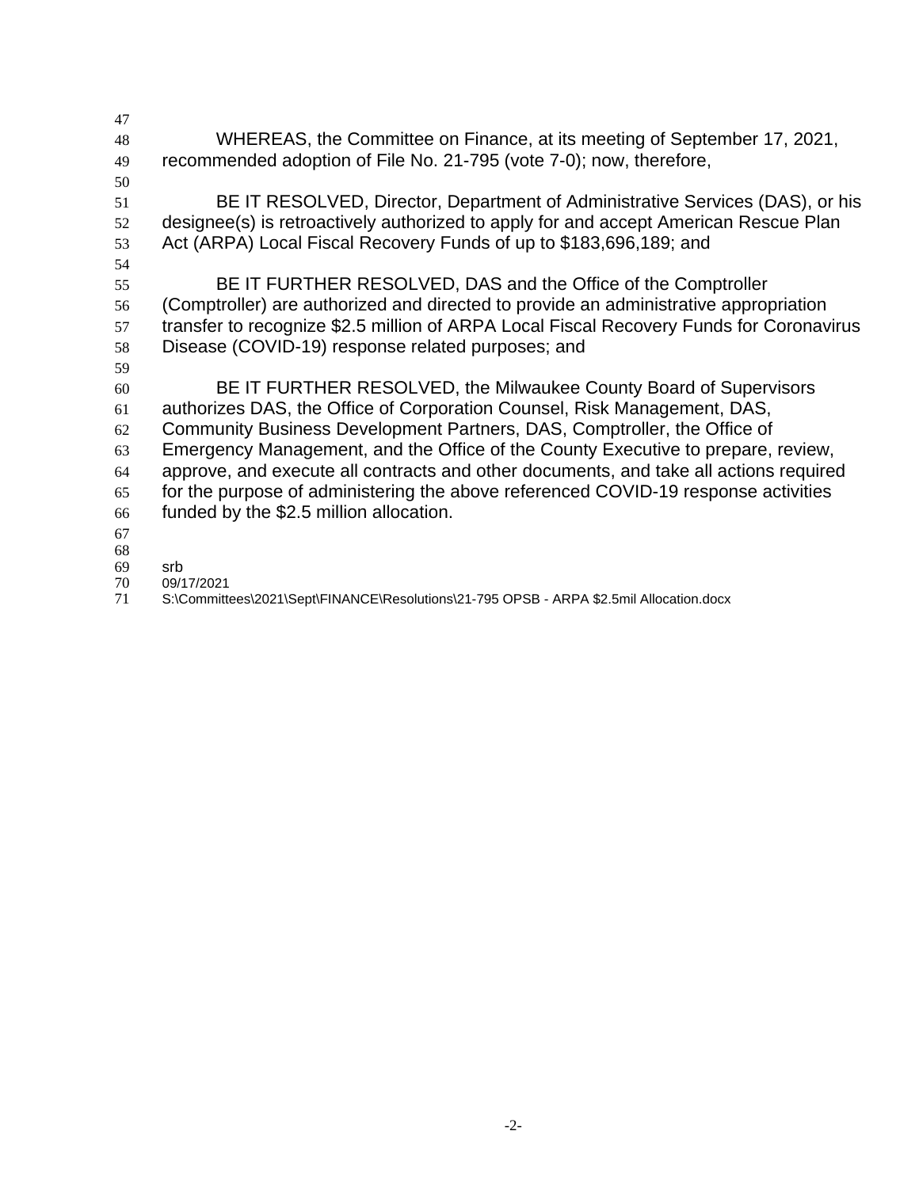WHEREAS, the Committee on Finance, at its meeting of September 17, 2021, recommended adoption of File No. 21-795 (vote 7-0); now, therefore,

BE IT RESOLVED, Director, Department of Administrative Services (DAS), or his designee(s) is retroactively authorized to apply for and accept American Rescue Plan Act (ARPA) Local Fiscal Recovery Funds of up to $183,696,189; and

BE IT FURTHER RESOLVED, DAS and the Office of the Comptroller (Comptroller) are authorized and directed to provide an administrative appropriation transfer to recognize $2.5 million of ARPA Local Fiscal Recovery Funds for Coronavirus Disease (COVID-19) response related purposes; and

BE IT FURTHER RESOLVED, the Milwaukee County Board of Supervisors authorizes DAS, the Office of Corporation Counsel, Risk Management, DAS, Community Business Development Partners, DAS, Comptroller, the Office of Emergency Management, and the Office of the County Executive to prepare, review, approve, and execute all contracts and other documents, and take all actions required for the purpose of administering the above referenced COVID-19 response activities funded by the $2.5 million allocation.

srb
09/17/2021
S:\Committees\2021\Sept\FINANCE\Resolutions\21-795 OPSB - ARPA $2.5mil Allocation.docx